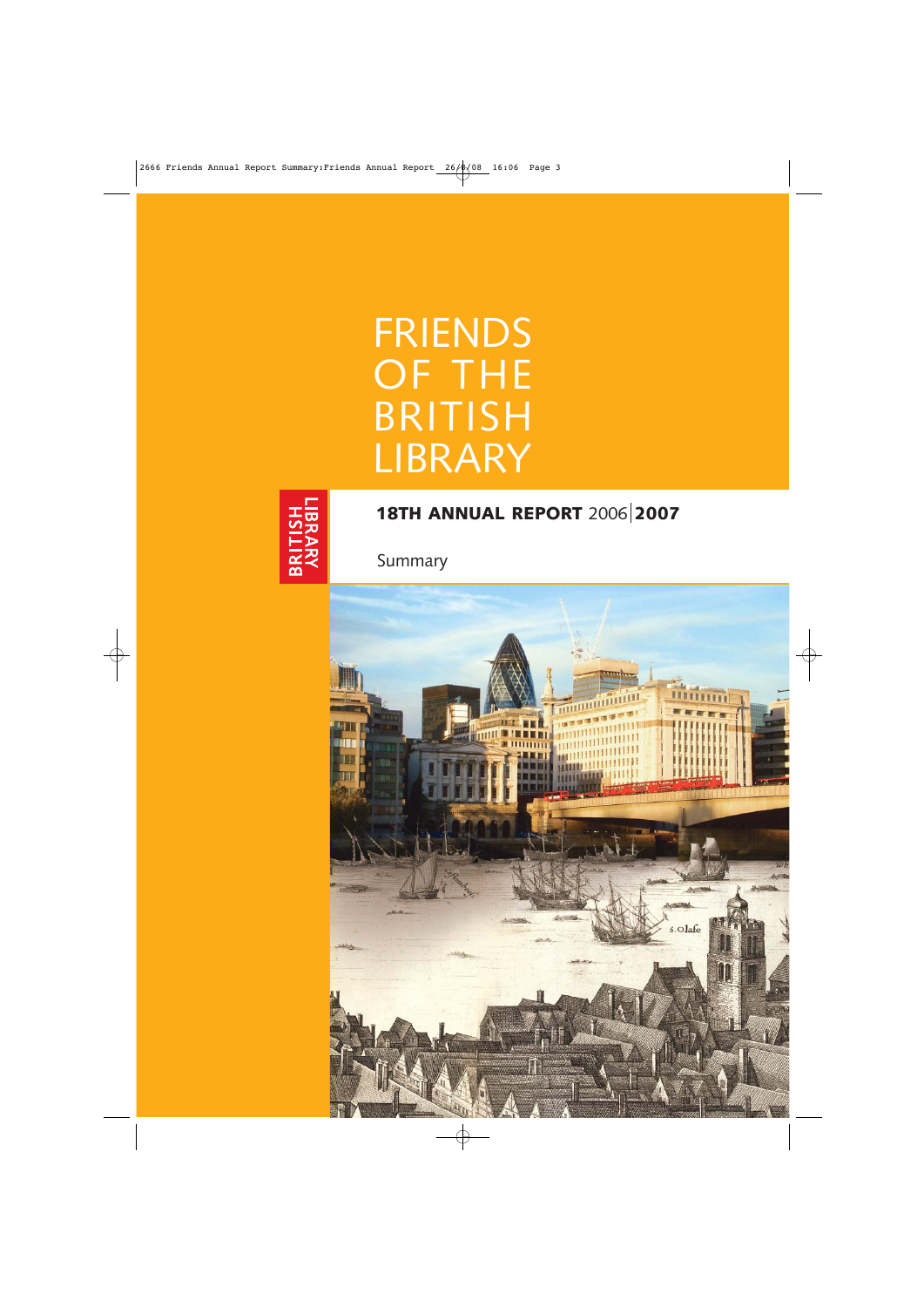# FRIENDS OF THE BRITISH LIBRARY

BRITISH LIBRARY

## 18TH ANNUAL REPORT 2006 | 2007

Summary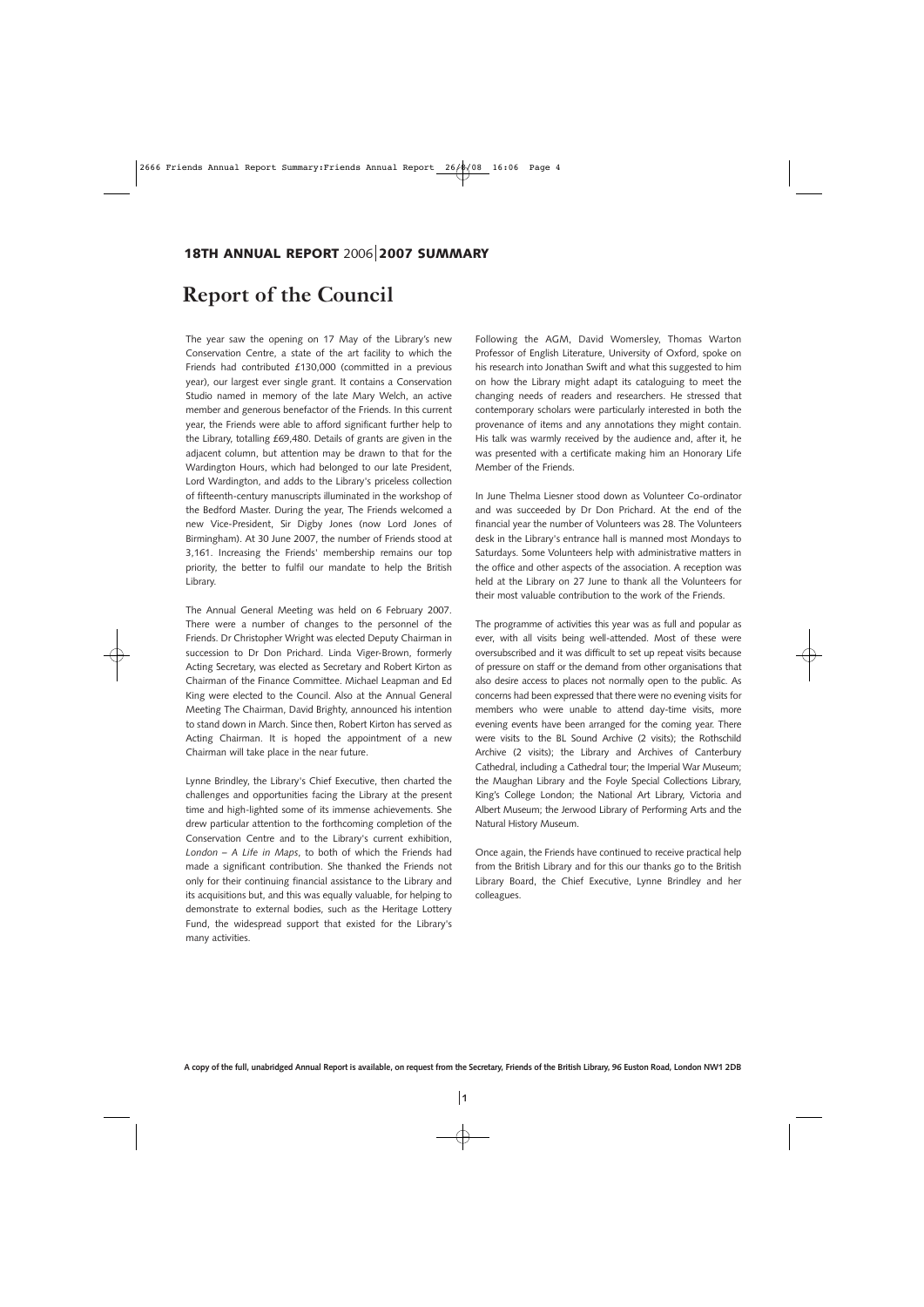**18TH ANNUAL REPORT** 2006 | **2007 SUMMARY**

# Report of the Council

The year saw the opening on 17 May of the Library's new Conservation Centre, a state of the art facility to which the Friends had contributed £130,000 (committed in a previous year), our largest ever single grant. It contains a Conservation Studio named in memory of the late Mary Welch, an active member and generous benefactor of the Friends. In this current year, the Friends were able to afford significant further help to the Library, totalling £69,480. Details of grants are given in the adjacent column, but attention may be drawn to that for the Wardington Hours, which had belonged to our late President, Lord Wardington, and adds to the Library's priceless collection of fifteenth-century manuscripts illuminated in the workshop of the Bedford Master. During the year, The Friends welcomed a new Vice-President, Sir Digby Jones (now Lord Jones of Birmingham). At 30 June 2007, the number of Friends stood at 3,161. Increasing the Friends' membership remains our top priority, the better to fulfil our mandate to help the British Library.

The Annual General Meeting was held on 6 February 2007. There were a number of changes to the personnel of the Friends. Dr Christopher Wright was elected Deputy Chairman in succession to Dr Don Prichard. Linda Viger-Brown, formerly Acting Secretary, was elected as Secretary and Robert Kirton as Chairman of the Finance Committee. Michael Leapman and Ed King were elected to the Council. Also at the Annual General Meeting The Chairman, David Brighty, announced his intention to stand down in March. Since then, Robert Kirton has served as Acting Chairman. It is hoped the appointment of a new Chairman will take place in the near future.

Lynne Brindley, the Library's Chief Executive, then charted the challenges and opportunities facing the Library at the present time and high-lighted some of its immense achievements. She drew particular attention to the forthcoming completion of the Conservation Centre and to the Library's current exhibition, *London – A Life in Maps*, to both of which the Friends had made a significant contribution. She thanked the Friends not only for their continuing financial assistance to the Library and its acquisitions but, and this was equally valuable, for helping to demonstrate to external bodies, such as the Heritage Lottery Fund, the widespread support that existed for the Library's many activities.

Following the AGM, David Womersley, Thomas Warton Professor of English Literature, University of Oxford, spoke on his research into Jonathan Swift and what this suggested to him on how the Library might adapt its cataloguing to meet the changing needs of readers and researchers. He stressed that contemporary scholars were particularly interested in both the provenance of items and any annotations they might contain. His talk was warmly received by the audience and, after it, he was presented with a certificate making him an Honorary Life Member of the Friends.

In June Thelma Liesner stood down as Volunteer Co-ordinator and was succeeded by Dr Don Prichard. At the end of the financial year the number of Volunteers was 28. The Volunteers desk in the Library's entrance hall is manned most Mondays to Saturdays. Some Volunteers help with administrative matters in the office and other aspects of the association. A reception was held at the Library on 27 June to thank all the Volunteers for their most valuable contribution to the work of the Friends.

The programme of activities this year was as full and popular as ever, with all visits being well-attended. Most of these were oversubscribed and it was difficult to set up repeat visits because of pressure on staff or the demand from other organisations that also desire access to places not normally open to the public. As concerns had been expressed that there were no evening visits for members who were unable to attend day-time visits, more evening events have been arranged for the coming year. There were visits to the BL Sound Archive (2 visits); the Rothschild Archive (2 visits); the Library and Archives of Canterbury Cathedral, including a Cathedral tour; the Imperial War Museum; the Maughan Library and the Foyle Special Collections Library, King's College London; the National Art Library, Victoria and Albert Museum; the Jerwood Library of Performing Arts and the Natural History Museum.

Once again, the Friends have continued to receive practical help from the British Library and for this our thanks go to the British Library Board, the Chief Executive, Lynne Brindley and her colleagues.

**A copy of the full, unabridged Annual Report is available, on request from the Secretary, Friends of the British Library, 96 Euston Road, London NW1 2DB**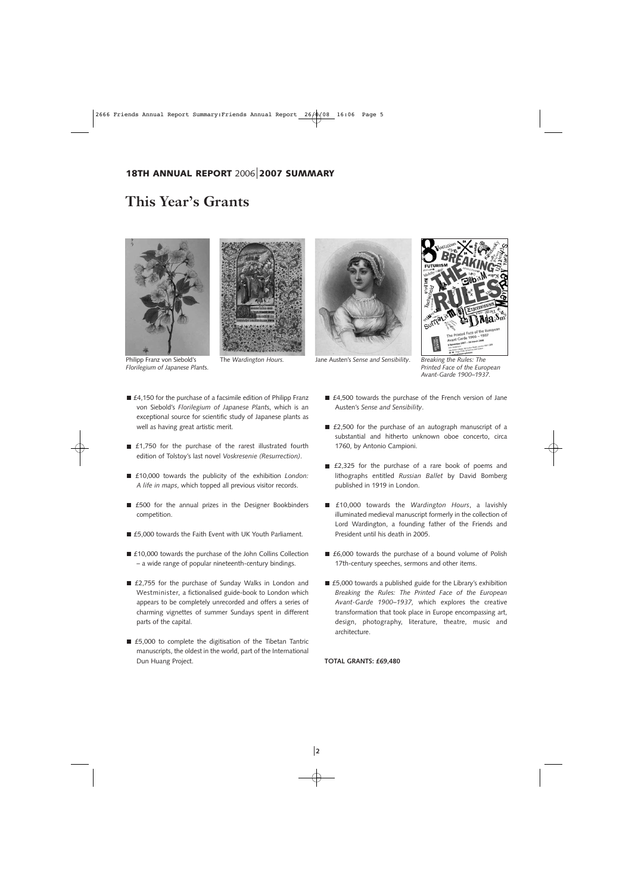**18TH ANNUAL REPORT** 2006 | **2007 SUMMARY**

# This Year's Grants

Philipp Franz von Siebold's *Florilegium of Japanese Plants*.

The *Wardington Hours*.

Jane Austen's *Sense and Sensibility*.

*Breaking the Rules: The Printed Face of the European Avant-Garde 1900–1937*.

- £4,150 for the purchase of a facsimile edition of Philipp Franz von Siebold's *Florilegium of Japanese Plants*, which is an exceptional source for scientific study of Japanese plants as well as having great artistic merit.
- £1,750 for the purchase of the rarest illustrated fourth edition of Tolstoy's last novel *Voskresenie (Resurrection)*.
- £10,000 towards the publicity of the exhibition *London: A life in maps*, which topped all previous visitor records.
- £500 for the annual prizes in the Designer Bookbinders competition.
- £5,000 towards the Faith Event with UK Youth Parliament.
- £10,000 towards the purchase of the John Collins Collection – a wide range of popular nineteenth-century bindings.
- £2,755 for the purchase of Sunday Walks in London and Westminister, a fictionalised guide-book to London which appears to be completely unrecorded and offers a series of charming vignettes of summer Sundays spent in different parts of the capital.
- £5,000 to complete the digitisation of the Tibetan Tantric manuscripts, the oldest in the world, part of the International Dun Huang Project.
- £4,500 towards the purchase of the French version of Jane Austen's *Sense and Sensibility*.
- £2,500 for the purchase of an autograph manuscript of a substantial and hitherto unknown oboe concerto, circa 1760, by Antonio Campioni.
- £2,325 for the purchase of a rare book of poems and lithographs entitled *Russian Ballet* by David Bomberg published in 1919 in London.
- £10,000 towards the *Wardington Hours*, a lavishly illuminated medieval manuscript formerly in the collection of Lord Wardington, a founding father of the Friends and President until his death in 2005.
- £6,000 towards the purchase of a bound volume of Polish 17th-century speeches, sermons and other items.
- £5,000 towards a published guide for the Library's exhibition *Breaking the Rules: The Printed Face of the European Avant-Garde 1900–1937,* which explores the creative transformation that took place in Europe encompassing art, design, photography, literature, theatre, music and architecture.

**TOTAL GRANTS: £69,480**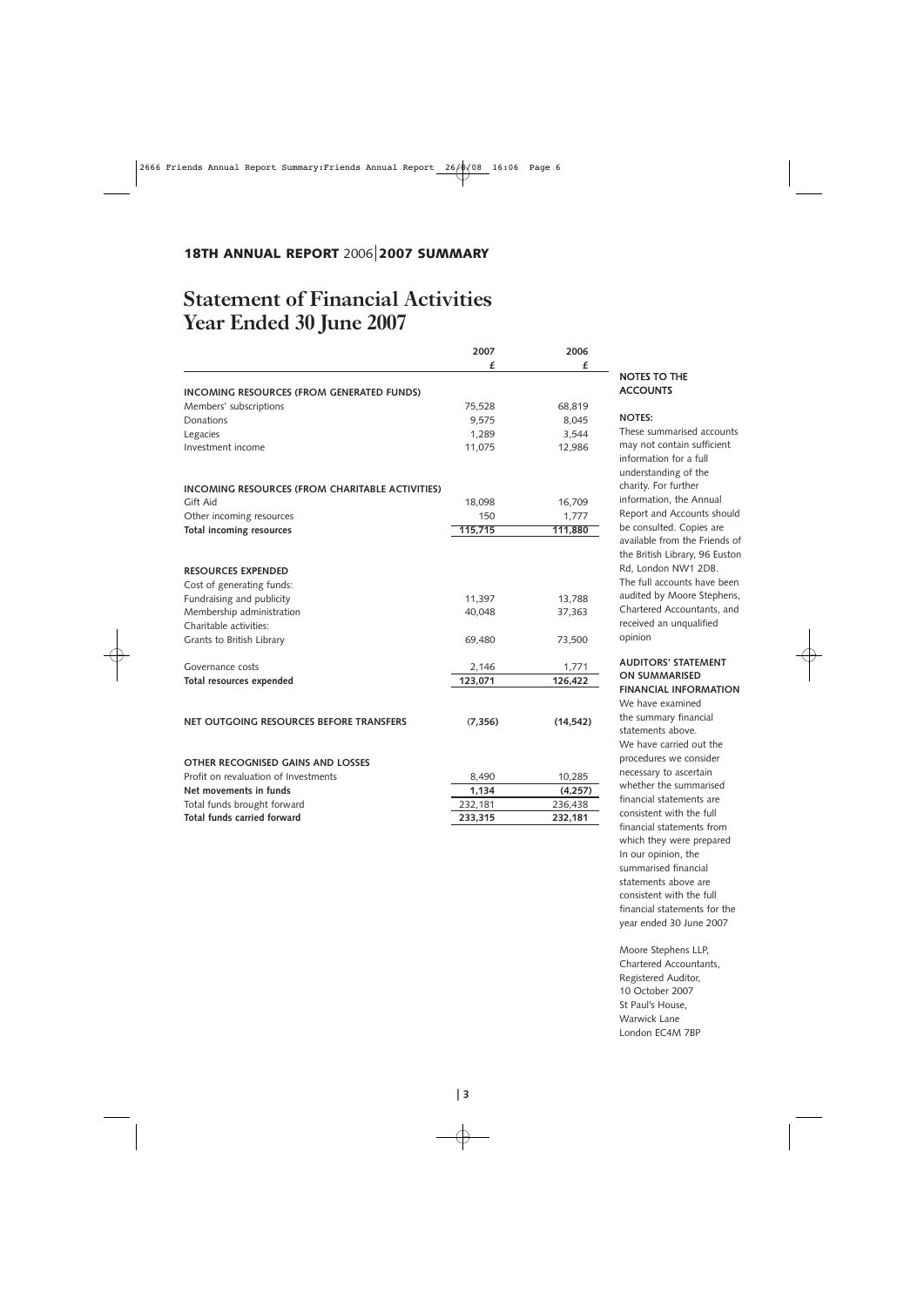**18TH ANNUAL REPORT** 2006 | **2007 SUMMARY**

# Statement of Financial Activities Year Ended 30 June 2007

| | 2007 £ | 2006 £ |
|---|---|---|
| **INCOMING RESOURCES (FROM GENERATED FUNDS)** | | |
| Members' subscriptions | 75,528 | 68,819 |
| Donations | 9,575 | 8,045 |
| Legacies | 1,289 | 3,544 |
| Investment income | 11,075 | 12,986 |
| **INCOMING RESOURCES (FROM CHARITABLE ACTIVITIES)** | | |
| Gift Aid | 18,098 | 16,709 |
| Other incoming resources | 150 | 1,777 |
| **Total incoming resources** | **115,715** | **111,880** |
| **RESOURCES EXPENDED** | | |
| Cost of generating funds: | | |
| Fundraising and publicity | 11,397 | 13,788 |
| Membership administration | 40,048 | 37,363 |
| Charitable activities: | | |
| Grants to British Library | 69,480 | 73,500 |
| Governance costs | 2,146 | 1,771 |
| **Total resources expended** | **123,071** | **126,422** |
| **NET OUTGOING RESOURCES BEFORE TRANSFERS** | **(7,356)** | **(14,542)** |
| **OTHER RECOGNISED GAINS AND LOSSES** | | |
| Profit on revaluation of Investments | 8,490 | 10,285 |
| **Net movements in funds** | **1,134** | **(4,257)** |
| Total funds brought forward | 232,181 | 236,438 |
| **Total funds carried forward** | **233,315** | **232,181** |

**NOTES TO THE ACCOUNTS**

**NOTES:**

These summarised accounts may not contain sufficient information for a full understanding of the charity. For further information, the Annual Report and Accounts should be consulted. Copies are available from the Friends of the British Library, 96 Euston Rd, London NW1 2DB. The full accounts have been audited by Moore Stephens, Chartered Accountants, and received an unqualified opinion

**AUDITORS' STATEMENT ON SUMMARISED FINANCIAL INFORMATION**

We have examined the summary financial statements above. We have carried out the procedures we consider necessary to ascertain whether the summarised financial statements are consistent with the full financial statements from which they were prepared In our opinion, the summarised financial statements above are consistent with the full financial statements for the year ended 30 June 2007

Moore Stephens LLP,
Chartered Accountants,
Registered Auditor,
10 October 2007
St Paul's House,
Warwick Lane
London EC4M 7BP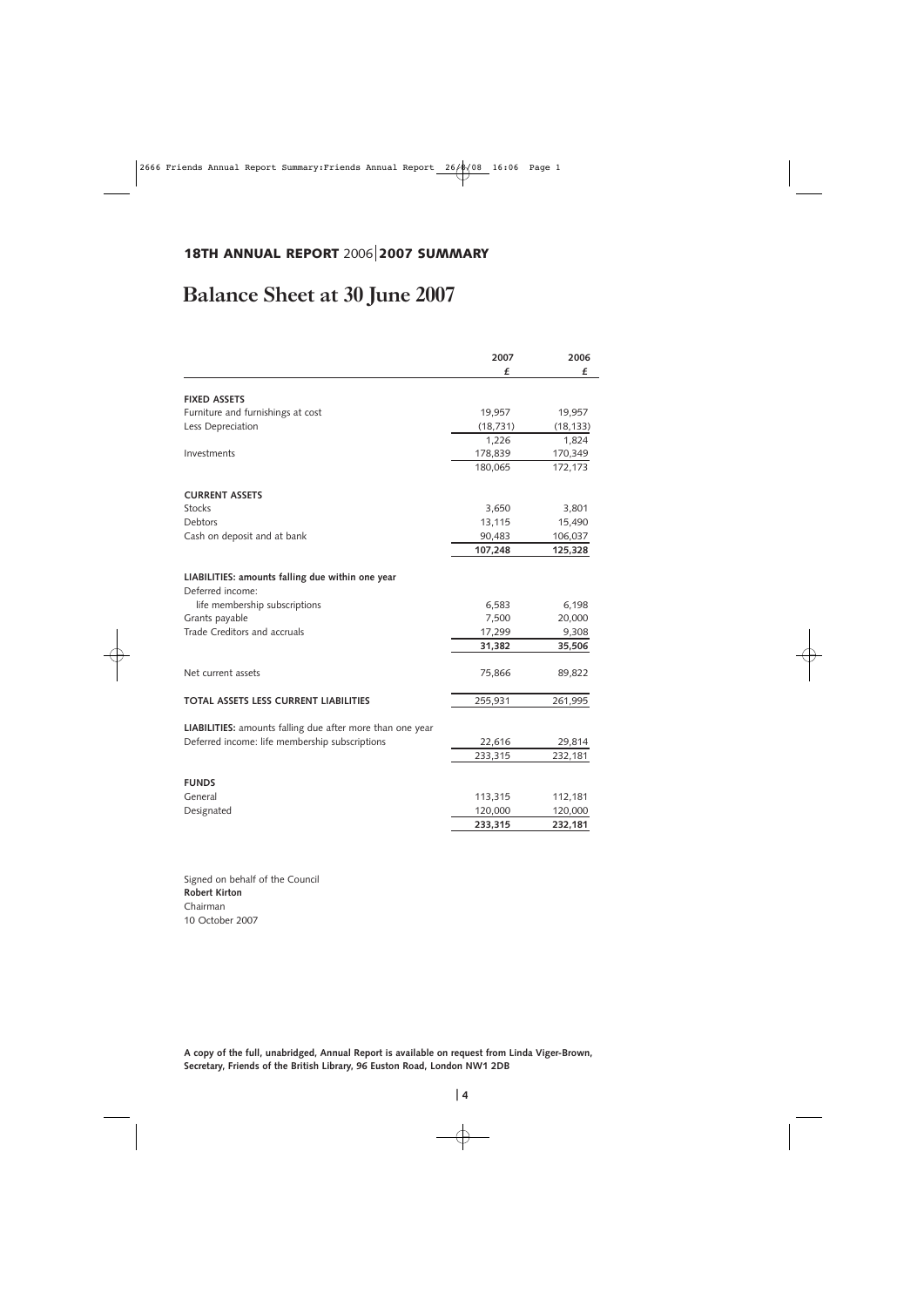**18TH ANNUAL REPORT** 2006|**2007 SUMMARY**

# Balance Sheet at 30 June 2007

| | 2007 £ | 2006 £ |
|---|---|---|
| **FIXED ASSETS** | | |
| Furniture and furnishings at cost | 19,957 | 19,957 |
| Less Depreciation | (18,731) | (18,133) |
| | 1,226 | 1,824 |
| Investments | 178,839 | 170,349 |
| | 180,065 | 172,173 |
| **CURRENT ASSETS** | | |
| Stocks | 3,650 | 3,801 |
| Debtors | 13,115 | 15,490 |
| Cash on deposit and at bank | 90,483 | 106,037 |
| | **107,248** | **125,328** |
| **LIABILITIES: amounts falling due within one year** | | |
| Deferred income: | | |
| life membership subscriptions | 6,583 | 6,198 |
| Grants payable | 7,500 | 20,000 |
| Trade Creditors and accruals | 17,299 | 9,308 |
| | **31,382** | **35,506** |
| Net current assets | 75,866 | 89,822 |
| **TOTAL ASSETS LESS CURRENT LIABILITIES** | 255,931 | 261,995 |
| **LIABILITIES:** amounts falling due after more than one year | | |
| Deferred income: life membership subscriptions | 22,616 | 29,814 |
| | 233,315 | 232,181 |
| **FUNDS** | | |
| General | 113,315 | 112,181 |
| Designated | 120,000 | 120,000 |
| | **233,315** | **232,181** |

Signed on behalf of the Council
**Robert Kirton**
Chairman
10 October 2007

**A copy of the full, unabridged, Annual Report is available on request from Linda Viger-Brown, Secretary, Friends of the British Library, 96 Euston Road, London NW1 2DB**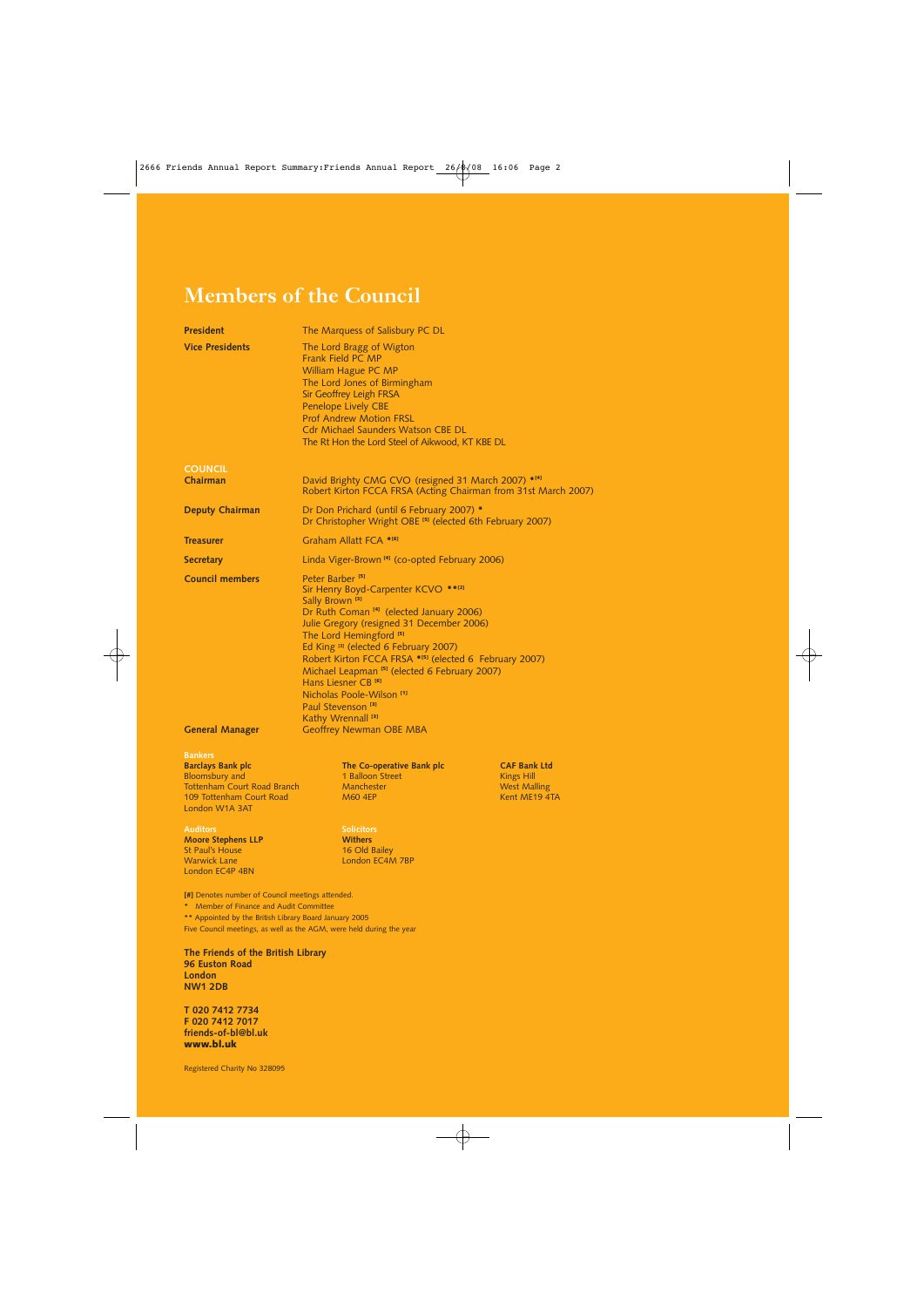# Members of the Council

**President** The Marquess of Salisbury PC DL

**Vice Presidents**
The Lord Bragg of Wigton
Frank Field PC MP
William Hague PC MP
The Lord Jones of Birmingham
Sir Geoffrey Leigh FRSA
Penelope Lively CBE
Prof Andrew Motion FRSL
Cdr Michael Saunders Watson CBE DL
The Rt Hon the Lord Steel of Aikwood, KT KBE DL

## COUNCIL

**Chairman**
David Brighty CMG CVO (resigned 31 March 2007) * [4]
Robert Kirton FCCA FRSA (Acting Chairman from 31st March 2007)

**Deputy Chairman**
Dr Don Prichard (until 6 February 2007) *
Dr Christopher Wright OBE [5] (elected 6th February 2007)

**Treasurer** Graham Allatt FCA * [6]

**Secretary** Linda Viger-Brown [4] (co-opted February 2006)

**Council members**
Peter Barber [5]
Sir Henry Boyd-Carpenter KCVO ** [2]
Sally Brown [3]
Dr Ruth Coman [4] (elected January 2006)
Julie Gregory (resigned 31 December 2006)
The Lord Hemingford [5]
Ed King [3] (elected 6 February 2007)
Robert Kirton FCCA FRSA * [5] (elected 6 February 2007)
Michael Leapman [5] (elected 6 February 2007)
Hans Liesner CB [6]
Nicholas Poole-Wilson [1]
Paul Stevenson [3]
Kathy Wrennall [3]

**General Manager** Geoffrey Newman OBE MBA

### Bankers

**Barclays Bank plc**
Bloomsbury and
Tottenham Court Road Branch
109 Tottenham Court Road
London W1A 3AT

**The Co-operative Bank plc**
1 Balloon Street
Manchester
M60 4EP

**CAF Bank Ltd**
Kings Hill
West Malling
Kent ME19 4TA

### Auditors

**Moore Stephens LLP**
St Paul's House
Warwick Lane
London EC4P 4BN

### Solicitors

**Withers**
16 Old Bailey
London EC4M 7BP

[#] Denotes number of Council meetings attended.
\* Member of Finance and Audit Committee
\*\* Appointed by the British Library Board January 2005
Five Council meetings, as well as the AGM, were held during the year

**The Friends of the British Library**
**96 Euston Road**
**London**
**NW1 2DB**

**T 020 7412 7734**
**F 020 7412 7017**
**friends-of-bl@bl.uk**
**www.bl.uk**

Registered Charity No 328095